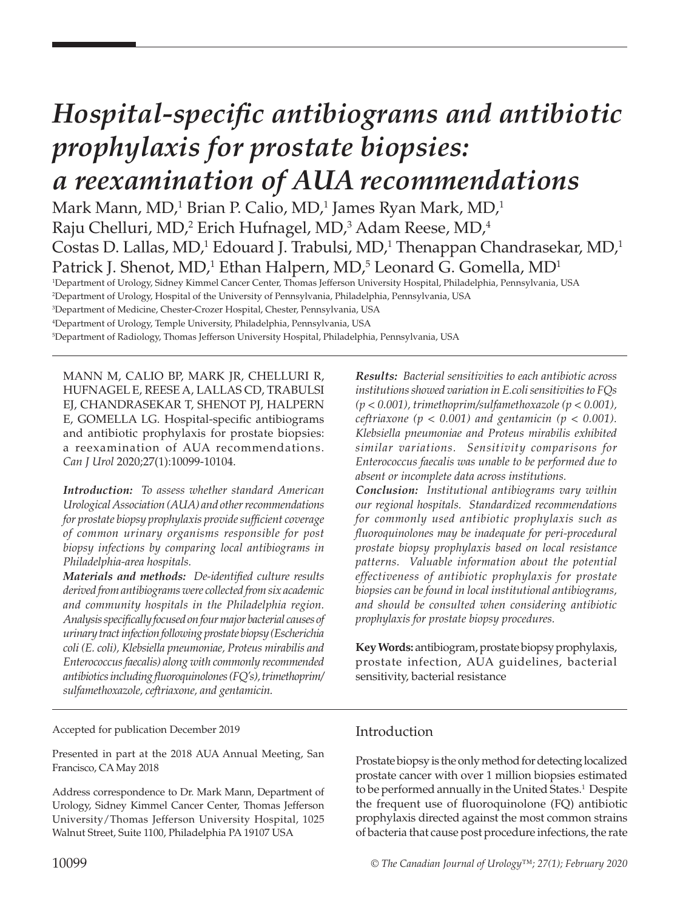# *Hospital-specific antibiograms and antibiotic prophylaxis for prostate biopsies: a reexamination of AUA recommendations*

Mark Mann, MD,[1] Brian P. Calio, MD,[1] James Ryan Mark, MD,[1] Raju Chelluri, MD,[2] Erich Hufnagel, MD,[3] Adam Reese, MD,[4] Costas D. Lallas, MD,[1] Edouard J. Trabulsi, MD,[1] Thenappan Chandrasekar, MD,[1] Patrick J. Shenot, MD,[1] Ethan Halpern, MD,[5] Leonard G. Gomella, MD[1]

[1]Department of Urology, Sidney Kimmel Cancer Center, Thomas Jefferson University Hospital, Philadelphia, Pennsylvania, USA

[2]Department of Urology, Hospital of the University of Pennsylvania, Philadelphia, Pennsylvania, USA

[3]Department of Medicine, Chester-Crozer Hospital, Chester, Pennsylvania, USA

[4]Department of Urology, Temple University, Philadelphia, Pennsylvania, USA

[5]Department of Radiology, Thomas Jefferson University Hospital, Philadelphia, Pennsylvania, USA

MANN M, CALIO BP, MARK JR, CHELLURI R, HUFNAGEL E, REESE A, LALLAS CD, TRABULSI EJ, CHANDRASEKAR T, SHENOT PJ, HALPERN E, GOMELLA LG. Hospital-specific antibiograms and antibiotic prophylaxis for prostate biopsies: a reexamination of AUA recommendations. *Can J Urol* 2020;27(1):10099-10104.

***Introduction:*** *To assess whether standard American Urological Association (AUA) and other recommendations for prostate biopsy prophylaxis provide sufficient coverage of common urinary organisms responsible for post biopsy infections by comparing local antibiograms in Philadelphia-area hospitals.*

***Materials and methods:*** *De-identified culture results derived from antibiograms were collected from six academic and community hospitals in the Philadelphia region. Analysis specifically focused on four major bacterial causes of urinary tract infection following prostate biopsy (Escherichia coli (E. coli), Klebsiella pneumoniae, Proteus mirabilis and Enterococcus faecalis) along with commonly recommended antibiotics including fluoroquinolones (FQ's), trimethoprim/sulfamethoxazole, ceftriaxone, and gentamicin.*

***Results:*** *Bacterial sensitivities to each antibiotic across institutions showed variation in E.coli sensitivities to FQs ($p < 0.001$), trimethoprim/sulfamethoxazole ($p < 0.001$), ceftriaxone ($p < 0.001$) and gentamicin ($p < 0.001$). Klebsiella pneumoniae and Proteus mirabilis exhibited similar variations. Sensitivity comparisons for Enterococcus faecalis was unable to be performed due to absent or incomplete data across institutions.*

***Conclusion:*** *Institutional antibiograms vary within our regional hospitals. Standardized recommendations for commonly used antibiotic prophylaxis such as fluoroquinolones may be inadequate for peri-procedural prostate biopsy prophylaxis based on local resistance patterns. Valuable information about the potential effectiveness of antibiotic prophylaxis for prostate biopsies can be found in local institutional antibiograms, and should be consulted when considering antibiotic prophylaxis for prostate biopsy procedures.*

**Key Words:** antibiogram, prostate biopsy prophylaxis, prostate infection, AUA guidelines, bacterial sensitivity, bacterial resistance

Accepted for publication December 2019

Presented in part at the 2018 AUA Annual Meeting, San Francisco, CA May 2018

Address correspondence to Dr. Mark Mann, Department of Urology, Sidney Kimmel Cancer Center, Thomas Jefferson University/Thomas Jefferson University Hospital, 1025 Walnut Street, Suite 1100, Philadelphia PA 19107 USA

## Introduction

Prostate biopsy is the only method for detecting localized prostate cancer with over 1 million biopsies estimated to be performed annually in the United States.[1] Despite the frequent use of fluoroquinolone (FQ) antibiotic prophylaxis directed against the most common strains of bacteria that cause post procedure infections, the rate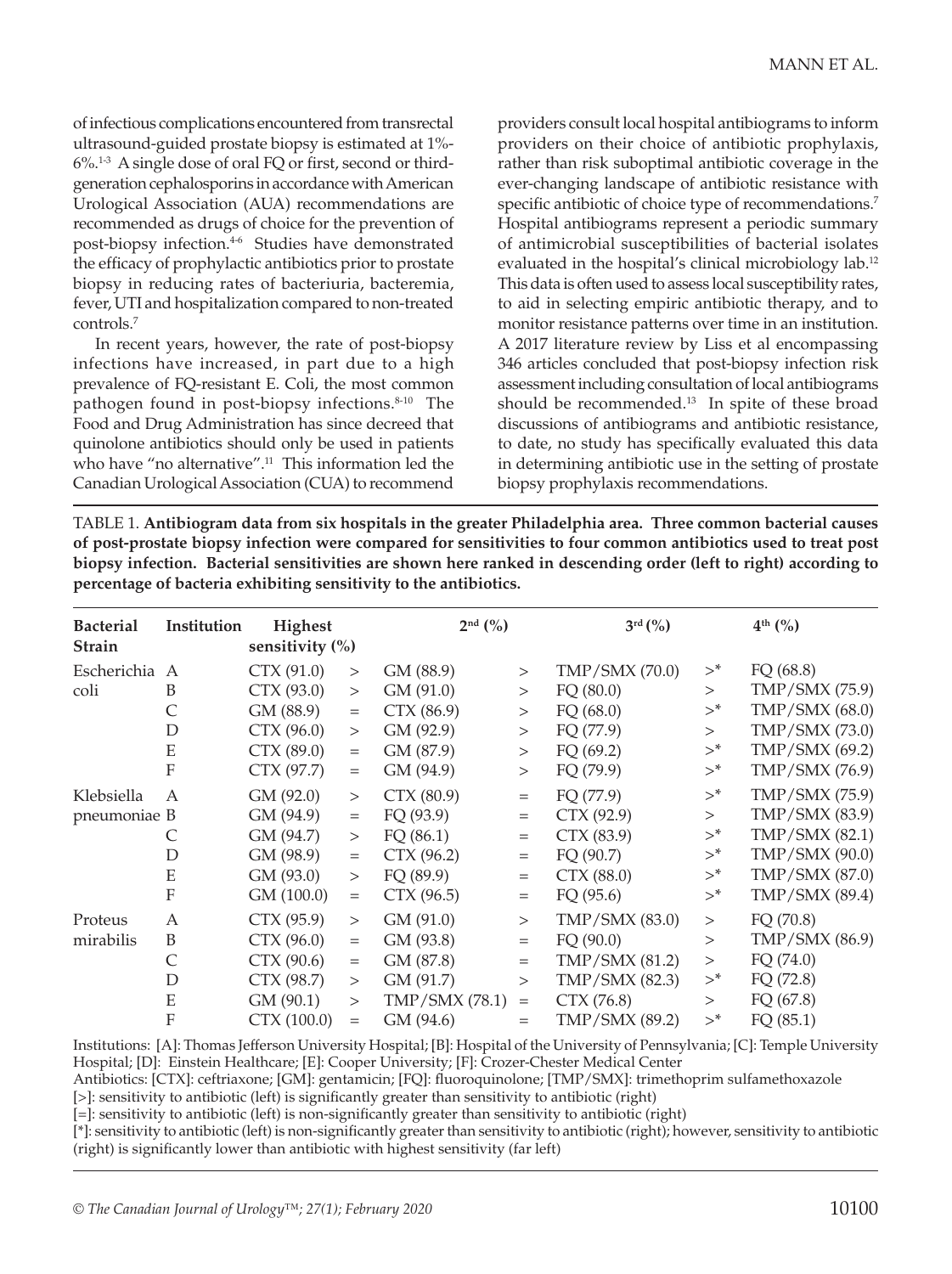of infectious complications encountered from transrectal ultrasound-guided prostate biopsy is estimated at 1%-6%.[1-3] A single dose of oral FQ or first, second or third-generation cephalosporins in accordance with American Urological Association (AUA) recommendations are recommended as drugs of choice for the prevention of post-biopsy infection.[4-6] Studies have demonstrated the efficacy of prophylactic antibiotics prior to prostate biopsy in reducing rates of bacteriuria, bacteremia, fever, UTI and hospitalization compared to non-treated controls.[7]

In recent years, however, the rate of post-biopsy infections have increased, in part due to a high prevalence of FQ-resistant E. Coli, the most common pathogen found in post-biopsy infections.[8-10] The Food and Drug Administration has since decreed that quinolone antibiotics should only be used in patients who have "no alternative".[11] This information led the Canadian Urological Association (CUA) to recommend providers consult local hospital antibiograms to inform providers on their choice of antibiotic prophylaxis, rather than risk suboptimal antibiotic coverage in the ever-changing landscape of antibiotic resistance with specific antibiotic of choice type of recommendations.[7] Hospital antibiograms represent a periodic summary of antimicrobial susceptibilities of bacterial isolates evaluated in the hospital's clinical microbiology lab.[12] This data is often used to assess local susceptibility rates, to aid in selecting empiric antibiotic therapy, and to monitor resistance patterns over time in an institution. A 2017 literature review by Liss et al encompassing 346 articles concluded that post-biopsy infection risk assessment including consultation of local antibiograms should be recommended.[13] In spite of these broad discussions of antibiograms and antibiotic resistance, to date, no study has specifically evaluated this data in determining antibiotic use in the setting of prostate biopsy prophylaxis recommendations.

TABLE 1. **Antibiogram data from six hospitals in the greater Philadelphia area. Three common bacterial causes of post-prostate biopsy infection were compared for sensitivities to four common antibiotics used to treat post biopsy infection. Bacterial sensitivities are shown here ranked in descending order (left to right) according to percentage of bacteria exhibiting sensitivity to the antibiotics.**

| Bacterial Strain | Institution | Highest sensitivity (%) | | 2nd (%) | | 3rd (%) | | 4th (%) |
|---|---|---|---|---|---|---|---|---|
| Escherichia coli | A | CTX (91.0) | > | GM (88.9) | > | TMP/SMX (70.0) | >* | FQ (68.8) |
| | B | CTX (93.0) | > | GM (91.0) | > | FQ (80.0) | > | TMP/SMX (75.9) |
| | C | GM (88.9) | = | CTX (86.9) | > | FQ (68.0) | >* | TMP/SMX (68.0) |
| | D | CTX (96.0) | > | GM (92.9) | > | FQ (77.9) | > | TMP/SMX (73.0) |
| | E | CTX (89.0) | = | GM (87.9) | > | FQ (69.2) | >* | TMP/SMX (69.2) |
| | F | CTX (97.7) | = | GM (94.9) | > | FQ (79.9) | >* | TMP/SMX (76.9) |
| Klebsiella pneumoniae | A | GM (92.0) | > | CTX (80.9) | = | FQ (77.9) | >* | TMP/SMX (75.9) |
| | B | GM (94.9) | = | FQ (93.9) | = | CTX (92.9) | > | TMP/SMX (83.9) |
| | C | GM (94.7) | > | FQ (86.1) | = | CTX (83.9) | >* | TMP/SMX (82.1) |
| | D | GM (98.9) | = | CTX (96.2) | = | FQ (90.7) | >* | TMP/SMX (90.0) |
| | E | GM (93.0) | > | FQ (89.9) | = | CTX (88.0) | >* | TMP/SMX (87.0) |
| | F | GM (100.0) | = | CTX (96.5) | = | FQ (95.6) | >* | TMP/SMX (89.4) |
| Proteus mirabilis | A | CTX (95.9) | > | GM (91.0) | > | TMP/SMX (83.0) | > | FQ (70.8) |
| | B | CTX (96.0) | = | GM (93.8) | = | FQ (90.0) | > | TMP/SMX (86.9) |
| | C | CTX (90.6) | = | GM (87.8) | = | TMP/SMX (81.2) | > | FQ (74.0) |
| | D | CTX (98.7) | > | GM (91.7) | > | TMP/SMX (82.3) | >* | FQ (72.8) |
| | E | GM (90.1) | > | TMP/SMX (78.1) | = | CTX (76.8) | > | FQ (67.8) |
| | F | CTX (100.0) | = | GM (94.6) | = | TMP/SMX (89.2) | >* | FQ (85.1) |

Institutions: [A]: Thomas Jefferson University Hospital; [B]: Hospital of the University of Pennsylvania; [C]: Temple University Hospital; [D]: Einstein Healthcare; [E]: Cooper University; [F]: Crozer-Chester Medical Center

Antibiotics: [CTX]: ceftriaxone; [GM]: gentamicin; [FQ]: fluoroquinolone; [TMP/SMX]: trimethoprim sulfamethoxazole

[>]: sensitivity to antibiotic (left) is significantly greater than sensitivity to antibiotic (right)

[=]: sensitivity to antibiotic (left) is non-significantly greater than sensitivity to antibiotic (right)

[*]: sensitivity to antibiotic (left) is non-significantly greater than sensitivity to antibiotic (right); however, sensitivity to antibiotic (right) is significantly lower than antibiotic with highest sensitivity (far left)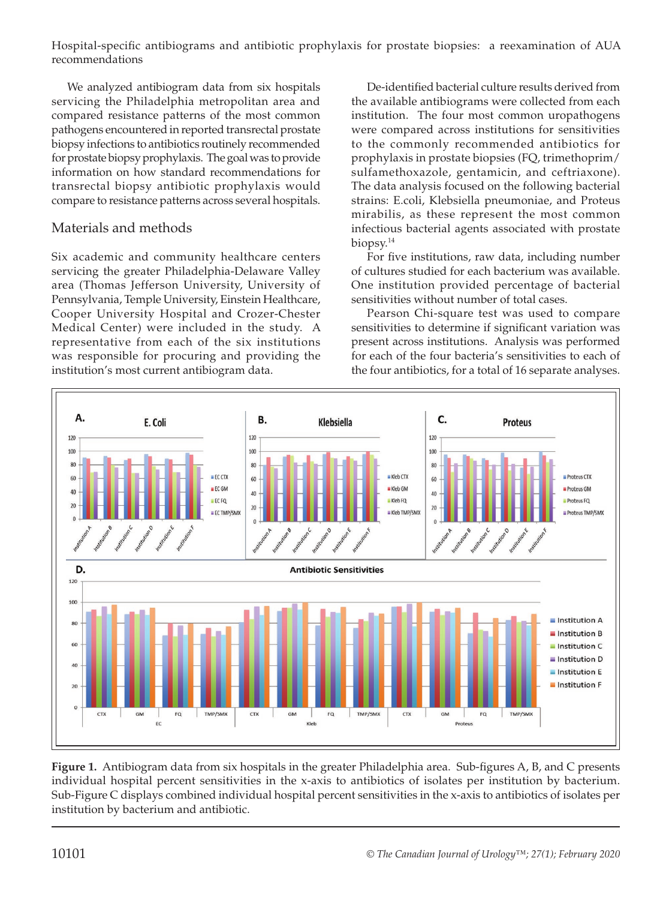We analyzed antibiogram data from six hospitals servicing the Philadelphia metropolitan area and compared resistance patterns of the most common pathogens encountered in reported transrectal prostate biopsy infections to antibiotics routinely recommended for prostate biopsy prophylaxis. The goal was to provide information on how standard recommendations for transrectal biopsy antibiotic prophylaxis would compare to resistance patterns across several hospitals.

## Materials and methods

Six academic and community healthcare centers servicing the greater Philadelphia-Delaware Valley area (Thomas Jefferson University, University of Pennsylvania, Temple University, Einstein Healthcare, Cooper University Hospital and Crozer-Chester Medical Center) were included in the study. A representative from each of the six institutions was responsible for procuring and providing the institution's most current antibiogram data.

De-identified bacterial culture results derived from the available antibiograms were collected from each institution. The four most common uropathogens were compared across institutions for sensitivities to the commonly recommended antibiotics for prophylaxis in prostate biopsies (FQ, trimethoprim/sulfamethoxazole, gentamicin, and ceftriaxone). The data analysis focused on the following bacterial strains: E.coli, Klebsiella pneumoniae, and Proteus mirabilis, as these represent the most common infectious bacterial agents associated with prostate biopsy.[14]

For five institutions, raw data, including number of cultures studied for each bacterium was available. One institution provided percentage of bacterial sensitivities without number of total cases.

Pearson Chi-square test was used to compare sensitivities to determine if significant variation was present across institutions. Analysis was performed for each of the four bacteria's sensitivities to each of the four antibiotics, for a total of 16 separate analyses.

A. E. Coli
B. Klebsiella
C. Proteus
D. Antibiotic Sensitivities

**Figure 1.** Antibiogram data from six hospitals in the greater Philadelphia area. Sub-figures A, B, and C presents individual hospital percent sensitivities in the x-axis to antibiotics of isolates per institution by bacterium. Sub-Figure C displays combined individual hospital percent sensitivities in the x-axis to antibiotics of isolates per institution by bacterium and antibiotic.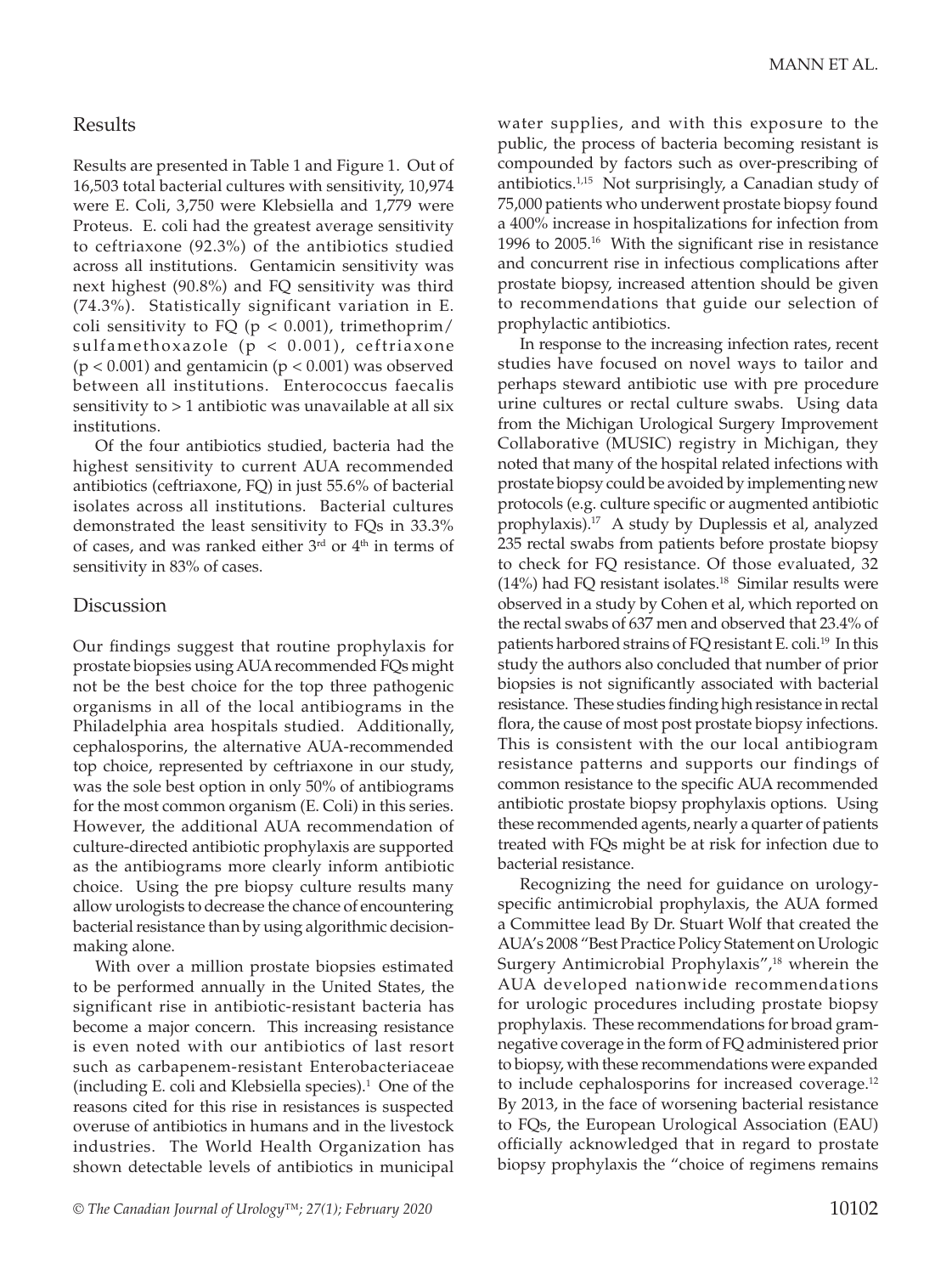## Results

Results are presented in Table 1 and Figure 1. Out of 16,503 total bacterial cultures with sensitivity, 10,974 were E. Coli, 3,750 were Klebsiella and 1,779 were Proteus. E. coli had the greatest average sensitivity to ceftriaxone (92.3%) of the antibiotics studied across all institutions. Gentamicin sensitivity was next highest (90.8%) and FQ sensitivity was third (74.3%). Statistically significant variation in E. coli sensitivity to FQ ($p < 0.001$), trimethoprim/sulfamethoxazole ($p < 0.001$), ceftriaxone ($p < 0.001$) and gentamicin ($p < 0.001$) was observed between all institutions. Enterococcus faecalis sensitivity to > 1 antibiotic was unavailable at all six institutions.

Of the four antibiotics studied, bacteria had the highest sensitivity to current AUA recommended antibiotics (ceftriaxone, FQ) in just 55.6% of bacterial isolates across all institutions. Bacterial cultures demonstrated the least sensitivity to FQs in 33.3% of cases, and was ranked either 3rd or 4th in terms of sensitivity in 83% of cases.

## Discussion

Our findings suggest that routine prophylaxis for prostate biopsies using AUA recommended FQs might not be the best choice for the top three pathogenic organisms in all of the local antibiograms in the Philadelphia area hospitals studied. Additionally, cephalosporins, the alternative AUA-recommended top choice, represented by ceftriaxone in our study, was the sole best option in only 50% of antibiograms for the most common organism (E. Coli) in this series. However, the additional AUA recommendation of culture-directed antibiotic prophylaxis are supported as the antibiograms more clearly inform antibiotic choice. Using the pre biopsy culture results many allow urologists to decrease the chance of encountering bacterial resistance than by using algorithmic decision-making alone.

With over a million prostate biopsies estimated to be performed annually in the United States, the significant rise in antibiotic-resistant bacteria has become a major concern. This increasing resistance is even noted with our antibiotics of last resort such as carbapenem-resistant Enterobacteriaceae (including E. coli and Klebsiella species).[1] One of the reasons cited for this rise in resistances is suspected overuse of antibiotics in humans and in the livestock industries. The World Health Organization has shown detectable levels of antibiotics in municipal water supplies, and with this exposure to the public, the process of bacteria becoming resistant is compounded by factors such as over-prescribing of antibiotics.[1,15] Not surprisingly, a Canadian study of 75,000 patients who underwent prostate biopsy found a 400% increase in hospitalizations for infection from 1996 to 2005.[16] With the significant rise in resistance and concurrent rise in infectious complications after prostate biopsy, increased attention should be given to recommendations that guide our selection of prophylactic antibiotics.

In response to the increasing infection rates, recent studies have focused on novel ways to tailor and perhaps steward antibiotic use with pre procedure urine cultures or rectal culture swabs. Using data from the Michigan Urological Surgery Improvement Collaborative (MUSIC) registry in Michigan, they noted that many of the hospital related infections with prostate biopsy could be avoided by implementing new protocols (e.g. culture specific or augmented antibiotic prophylaxis).[17] A study by Duplessis et al, analyzed 235 rectal swabs from patients before prostate biopsy to check for FQ resistance. Of those evaluated, 32 (14%) had FQ resistant isolates.[18] Similar results were observed in a study by Cohen et al, which reported on the rectal swabs of 637 men and observed that 23.4% of patients harbored strains of FQ resistant E. coli.[19] In this study the authors also concluded that number of prior biopsies is not significantly associated with bacterial resistance. These studies finding high resistance in rectal flora, the cause of most post prostate biopsy infections. This is consistent with the our local antibiogram resistance patterns and supports our findings of common resistance to the specific AUA recommended antibiotic prostate biopsy prophylaxis options. Using these recommended agents, nearly a quarter of patients treated with FQs might be at risk for infection due to bacterial resistance.

Recognizing the need for guidance on urology-specific antimicrobial prophylaxis, the AUA formed a Committee lead By Dr. Stuart Wolf that created the AUA's 2008 "Best Practice Policy Statement on Urologic Surgery Antimicrobial Prophylaxis",[18] wherein the AUA developed nationwide recommendations for urologic procedures including prostate biopsy prophylaxis. These recommendations for broad gram-negative coverage in the form of FQ administered prior to biopsy, with these recommendations were expanded to include cephalosporins for increased coverage.[12] By 2013, in the face of worsening bacterial resistance to FQs, the European Urological Association (EAU) officially acknowledged that in regard to prostate biopsy prophylaxis the "choice of regimens remains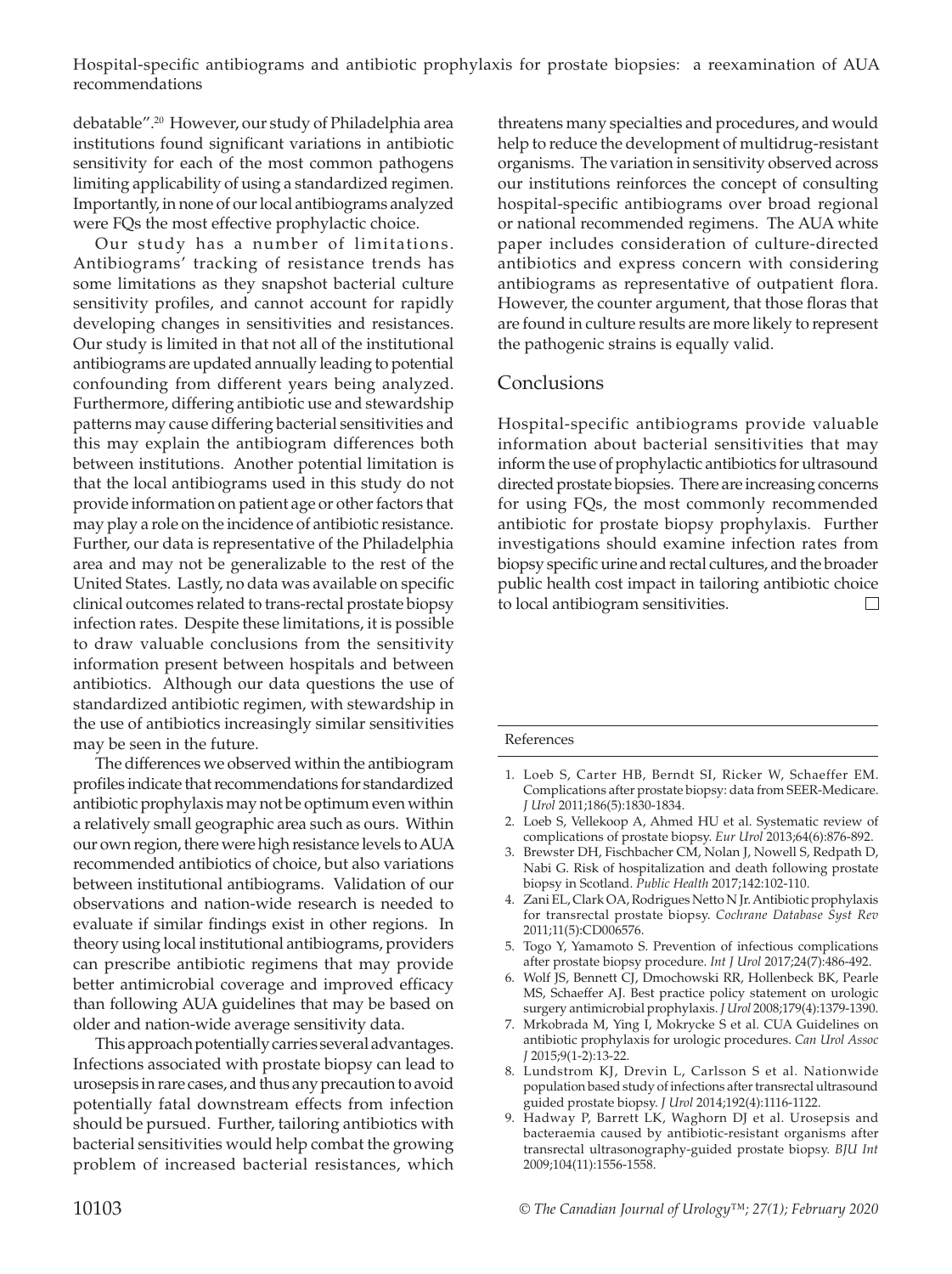debatable".[20] However, our study of Philadelphia area institutions found significant variations in antibiotic sensitivity for each of the most common pathogens limiting applicability of using a standardized regimen. Importantly, in none of our local antibiograms analyzed were FQs the most effective prophylactic choice.

Our study has a number of limitations. Antibiograms' tracking of resistance trends has some limitations as they snapshot bacterial culture sensitivity profiles, and cannot account for rapidly developing changes in sensitivities and resistances. Our study is limited in that not all of the institutional antibiograms are updated annually leading to potential confounding from different years being analyzed. Furthermore, differing antibiotic use and stewardship patterns may cause differing bacterial sensitivities and this may explain the antibiogram differences both between institutions. Another potential limitation is that the local antibiograms used in this study do not provide information on patient age or other factors that may play a role on the incidence of antibiotic resistance. Further, our data is representative of the Philadelphia area and may not be generalizable to the rest of the United States. Lastly, no data was available on specific clinical outcomes related to trans-rectal prostate biopsy infection rates. Despite these limitations, it is possible to draw valuable conclusions from the sensitivity information present between hospitals and between antibiotics. Although our data questions the use of standardized antibiotic regimen, with stewardship in the use of antibiotics increasingly similar sensitivities may be seen in the future.

The differences we observed within the antibiogram profiles indicate that recommendations for standardized antibiotic prophylaxis may not be optimum even within a relatively small geographic area such as ours. Within our own region, there were high resistance levels to AUA recommended antibiotics of choice, but also variations between institutional antibiograms. Validation of our observations and nation-wide research is needed to evaluate if similar findings exist in other regions. In theory using local institutional antibiograms, providers can prescribe antibiotic regimens that may provide better antimicrobial coverage and improved efficacy than following AUA guidelines that may be based on older and nation-wide average sensitivity data.

This approach potentially carries several advantages. Infections associated with prostate biopsy can lead to urosepsis in rare cases, and thus any precaution to avoid potentially fatal downstream effects from infection should be pursued. Further, tailoring antibiotics with bacterial sensitivities would help combat the growing problem of increased bacterial resistances, which threatens many specialties and procedures, and would help to reduce the development of multidrug-resistant organisms. The variation in sensitivity observed across our institutions reinforces the concept of consulting hospital-specific antibiograms over broad regional or national recommended regimens. The AUA white paper includes consideration of culture-directed antibiotics and express concern with considering antibiograms as representative of outpatient flora. However, the counter argument, that those floras that are found in culture results are more likely to represent the pathogenic strains is equally valid.

## Conclusions

Hospital-specific antibiograms provide valuable information about bacterial sensitivities that may inform the use of prophylactic antibiotics for ultrasound directed prostate biopsies. There are increasing concerns for using FQs, the most commonly recommended antibiotic for prostate biopsy prophylaxis. Further investigations should examine infection rates from biopsy specific urine and rectal cultures, and the broader public health cost impact in tailoring antibiotic choice to local antibiogram sensitivities. □

## References

1. Loeb S, Carter HB, Berndt SI, Ricker W, Schaeffer EM. Complications after prostate biopsy: data from SEER-Medicare. *J Urol* 2011;186(5):1830-1834.
2. Loeb S, Vellekoop A, Ahmed HU et al. Systematic review of complications of prostate biopsy. *Eur Urol* 2013;64(6):876-892.
3. Brewster DH, Fischbacher CM, Nolan J, Nowell S, Redpath D, Nabi G. Risk of hospitalization and death following prostate biopsy in Scotland. *Public Health* 2017;142:102-110.
4. Zani EL, Clark OA, Rodrigues Netto N Jr. Antibiotic prophylaxis for transrectal prostate biopsy. *Cochrane Database Syst Rev* 2011;11(5):CD006576.
5. Togo Y, Yamamoto S. Prevention of infectious complications after prostate biopsy procedure. *Int J Urol* 2017;24(7):486-492.
6. Wolf JS, Bennett CJ, Dmochowski RR, Hollenbeck BK, Pearle MS, Schaeffer AJ. Best practice policy statement on urologic surgery antimicrobial prophylaxis. *J Urol* 2008;179(4):1379-1390.
7. Mrkobrada M, Ying I, Mokrycke S et al. CUA Guidelines on antibiotic prophylaxis for urologic procedures. *Can Urol Assoc J* 2015;9(1-2):13-22.
8. Lundstrom KJ, Drevin L, Carlsson S et al. Nationwide population based study of infections after transrectal ultrasound guided prostate biopsy. *J Urol* 2014;192(4):1116-1122.
9. Hadway P, Barrett LK, Waghorn DJ et al. Urosepsis and bacteraemia caused by antibiotic-resistant organisms after transrectal ultrasonography-guided prostate biopsy. *BJU Int* 2009;104(11):1556-1558.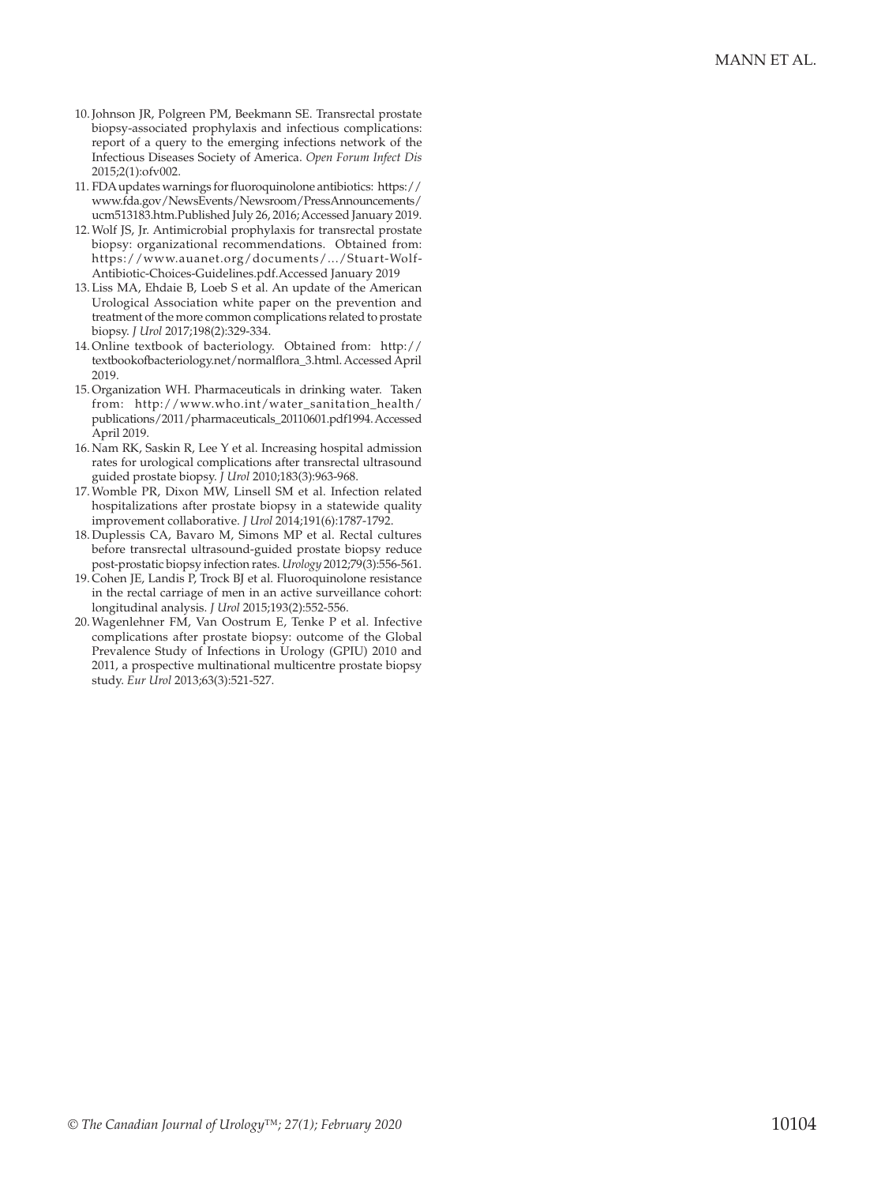10. Johnson JR, Polgreen PM, Beekmann SE. Transrectal prostate biopsy-associated prophylaxis and infectious complications: report of a query to the emerging infections network of the Infectious Diseases Society of America. *Open Forum Infect Dis* 2015;2(1):ofv002.
11. FDA updates warnings for fluoroquinolone antibiotics: https://www.fda.gov/NewsEvents/Newsroom/PressAnnouncements/ucm513183.htm.Published July 26, 2016; Accessed January 2019.
12. Wolf JS, Jr. Antimicrobial prophylaxis for transrectal prostate biopsy: organizational recommendations. Obtained from: https://www.auanet.org/documents/.../Stuart-Wolf-Antibiotic-Choices-Guidelines.pdf.Accessed January 2019
13. Liss MA, Ehdaie B, Loeb S et al. An update of the American Urological Association white paper on the prevention and treatment of the more common complications related to prostate biopsy. *J Urol* 2017;198(2):329-334.
14. Online textbook of bacteriology. Obtained from: http://textbookofbacteriology.net/normalflora_3.html. Accessed April 2019.
15. Organization WH. Pharmaceuticals in drinking water. Taken from: http://www.who.int/water_sanitation_health/publications/2011/pharmaceuticals_20110601.pdf1994. Accessed April 2019.
16. Nam RK, Saskin R, Lee Y et al. Increasing hospital admission rates for urological complications after transrectal ultrasound guided prostate biopsy. *J Urol* 2010;183(3):963-968.
17. Womble PR, Dixon MW, Linsell SM et al. Infection related hospitalizations after prostate biopsy in a statewide quality improvement collaborative. *J Urol* 2014;191(6):1787-1792.
18. Duplessis CA, Bavaro M, Simons MP et al. Rectal cultures before transrectal ultrasound-guided prostate biopsy reduce post-prostatic biopsy infection rates. *Urology* 2012;79(3):556-561.
19. Cohen JE, Landis P, Trock BJ et al. Fluoroquinolone resistance in the rectal carriage of men in an active surveillance cohort: longitudinal analysis. *J Urol* 2015;193(2):552-556.
20. Wagenlehner FM, Van Oostrum E, Tenke P et al. Infective complications after prostate biopsy: outcome of the Global Prevalence Study of Infections in Urology (GPIU) 2010 and 2011, a prospective multinational multicentre prostate biopsy study. *Eur Urol* 2013;63(3):521-527.